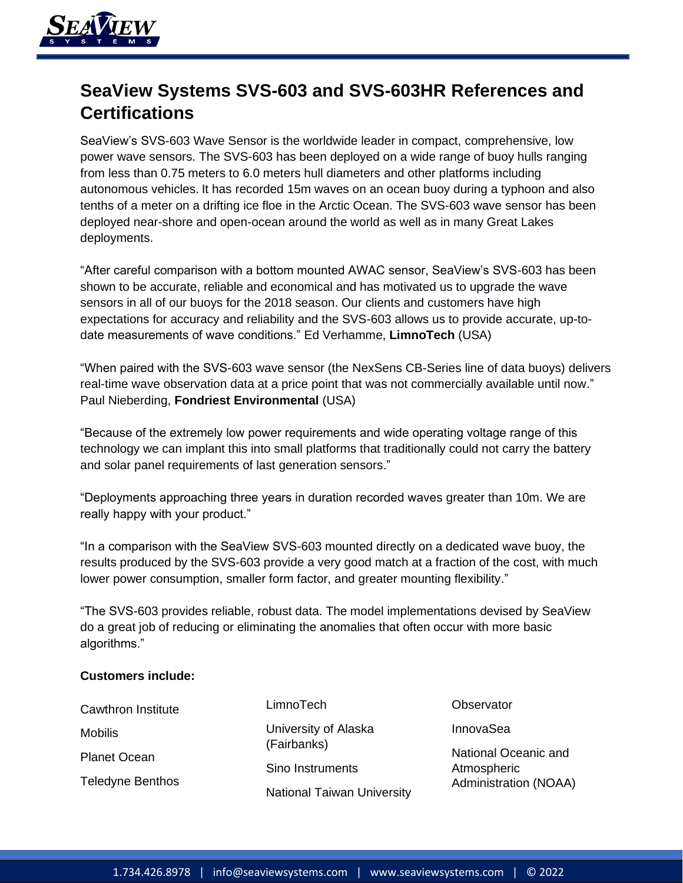# SeaView Systems SVS-603 and SVS-603HR References and Certifications

SeaView's SVS-603 Wave Sensor is the worldwide leader in compact, comprehensive, low power wave sensors. The SVS-603 has been deployed on a wide range of buoy hulls ranging from less than 0.75 meters to 6.0 meters hull diameters and other platforms including autonomous vehicles. It has recorded 15m waves on an ocean buoy during a typhoon and also tenths of a meter on a drifting ice floe in the Arctic Ocean. The SVS-603 wave sensor has been deployed near-shore and open-ocean around the world as well as in many Great Lakes deployments.

"After careful comparison with a bottom mounted AWAC sensor, SeaView's SVS-603 has been shown to be accurate, reliable and economical and has motivated us to upgrade the wave sensors in all of our buoys for the 2018 season. Our clients and customers have high expectations for accuracy and reliability and the SVS-603 allows us to provide accurate, up-to-date measurements of wave conditions." Ed Verhamme, **LimnoTech** (USA)

"When paired with the SVS-603 wave sensor (the NexSens CB-Series line of data buoys) delivers real-time wave observation data at a price point that was not commercially available until now." Paul Nieberding, **Fondriest Environmental** (USA)

"Because of the extremely low power requirements and wide operating voltage range of this technology we can implant this into small platforms that traditionally could not carry the battery and solar panel requirements of last generation sensors."

"Deployments approaching three years in duration recorded waves greater than 10m. We are really happy with your product."

"In a comparison with the SeaView SVS-603 mounted directly on a dedicated wave buoy, the results produced by the SVS-603 provide a very good match at a fraction of the cost, with much lower power consumption, smaller form factor, and greater mounting flexibility."

"The SVS-603 provides reliable, robust data. The model implementations devised by SeaView do a great job of reducing or eliminating the anomalies that often occur with more basic algorithms."

**Customers include:**

- Cawthron Institute
- Mobilis
- Planet Ocean
- Teledyne Benthos
- LimnoTech
- University of Alaska (Fairbanks)
- Sino Instruments
- National Taiwan University
- Observator
- InnovaSea
- National Oceanic and Atmospheric Administration (NOAA)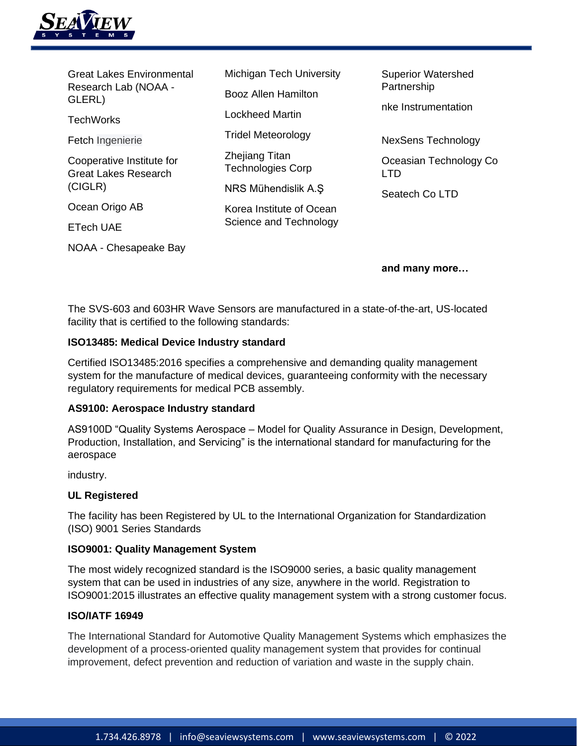Great Lakes Environmental Research Lab (NOAA - GLERL)

TechWorks

Fetch Ingenierie

Cooperative Institute for Great Lakes Research (CIGLR)

Ocean Origo AB

ETech UAE

NOAA - Chesapeake Bay

Michigan Tech University

Booz Allen Hamilton

Lockheed Martin

Tridel Meteorology

Zhejiang Titan Technologies Corp

NRS Mühendislik A.Ş

Korea Institute of Ocean Science and Technology

Superior Watershed Partnership

nke Instrumentation

NexSens Technology

Oceasian Technology Co LTD

Seatech Co LTD

**and many more…**

The SVS-603 and 603HR Wave Sensors are manufactured in a state-of-the-art, US-located facility that is certified to the following standards:

**ISO13485: Medical Device Industry standard**

Certified ISO13485:2016 specifies a comprehensive and demanding quality management system for the manufacture of medical devices, guaranteeing conformity with the necessary regulatory requirements for medical PCB assembly.

**AS9100: Aerospace Industry standard**

AS9100D "Quality Systems Aerospace – Model for Quality Assurance in Design, Development, Production, Installation, and Servicing" is the international standard for manufacturing for the aerospace

industry.

**UL Registered**

The facility has been Registered by UL to the International Organization for Standardization (ISO) 9001 Series Standards

**ISO9001: Quality Management System**

The most widely recognized standard is the ISO9000 series, a basic quality management system that can be used in industries of any size, anywhere in the world. Registration to ISO9001:2015 illustrates an effective quality management system with a strong customer focus.

**ISO/IATF 16949**

The International Standard for Automotive Quality Management Systems which emphasizes the development of a process-oriented quality management system that provides for continual improvement, defect prevention and reduction of variation and waste in the supply chain.